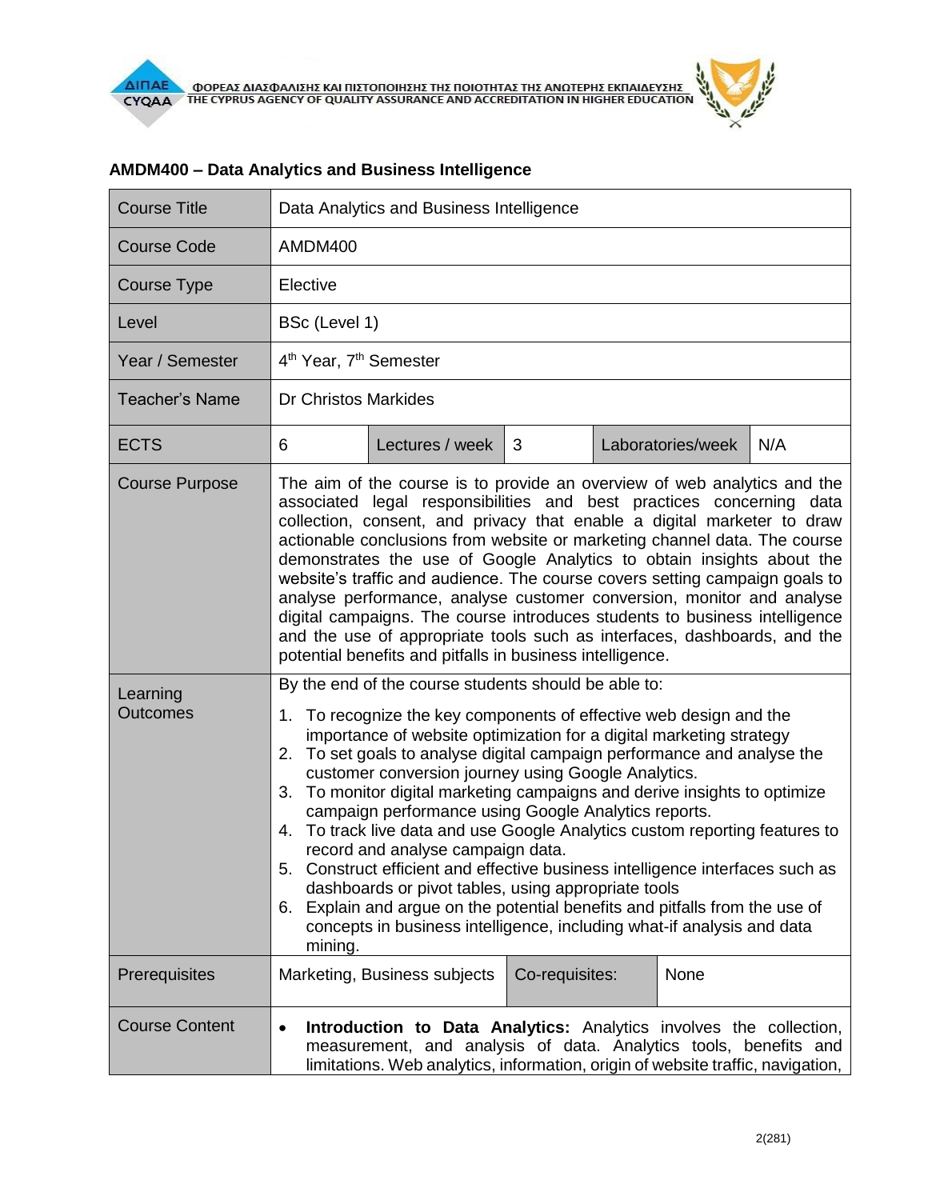ΦΟΡΕΑΣ ΔΙΑΣΦΑΛΙΣΗΣ ΚΑΙ ΠΙΣΤΟΠΟΙΗΣΗΣ ΤΗΣ ΠΟΙΟΤΗΤΑΣ ΤΗΣ ΑΝΩΤΕΡΗΣ ΕΚΠΑΙΔΕΥΣΗΣ
THE CYPRUS AGENCY OF QUALITY ASSURANCE AND ACCREDITATION IN HIGHER EDUCATION

## AMDM400 – Data Analytics and Business Intelligence

| Course Title | Data Analytics and Business Intelligence | | | | |
|---|---|---|---|---|---|
| Course Code | AMDM400 | | | | |
| Course Type | Elective | | | | |
| Level | BSc (Level 1) | | | | |
| Year / Semester | 4th Year, 7th Semester | | | | |
| Teacher's Name | Dr Christos Markides | | | | |
| ECTS | 6 | Lectures / week | 3 | Laboratories/week | N/A |
| Course Purpose | The aim of the course is to provide an overview of web analytics and the associated legal responsibilities and best practices concerning data collection, consent, and privacy that enable a digital marketer to draw actionable conclusions from website or marketing channel data. The course demonstrates the use of Google Analytics to obtain insights about the website's traffic and audience. The course covers setting campaign goals to analyse performance, analyse customer conversion, monitor and analyse digital campaigns. The course introduces students to business intelligence and the use of appropriate tools such as interfaces, dashboards, and the potential benefits and pitfalls in business intelligence. | | | | |
| Learning Outcomes | By the end of the course students should be able to:<br>1. To recognize the key components of effective web design and the importance of website optimization for a digital marketing strategy<br>2. To set goals to analyse digital campaign performance and analyse the customer conversion journey using Google Analytics.<br>3. To monitor digital marketing campaigns and derive insights to optimize campaign performance using Google Analytics reports.<br>4. To track live data and use Google Analytics custom reporting features to record and analyse campaign data.<br>5. Construct efficient and effective business intelligence interfaces such as dashboards or pivot tables, using appropriate tools<br>6. Explain and argue on the potential benefits and pitfalls from the use of concepts in business intelligence, including what-if analysis and data mining. | | | | |
| Prerequisites | Marketing, Business subjects | Co-requisites: | None | | |
| Course Content | • **Introduction to Data Analytics:** Analytics involves the collection, measurement, and analysis of data. Analytics tools, benefits and limitations. Web analytics, information, origin of website traffic, navigation, | | | | |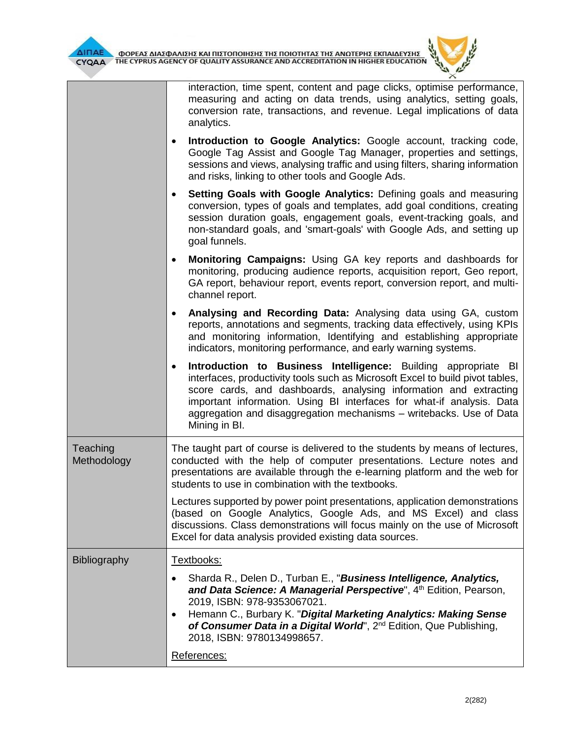| | |
|---|---|
| | interaction, time spent, content and page clicks, optimise performance, measuring and acting on data trends, using analytics, setting goals, conversion rate, transactions, and revenue. Legal implications of data analytics.<br><br>• **Introduction to Google Analytics:** Google account, tracking code, Google Tag Assist and Google Tag Manager, properties and settings, sessions and views, analysing traffic and using filters, sharing information and risks, linking to other tools and Google Ads.<br><br>• **Setting Goals with Google Analytics:** Defining goals and measuring conversion, types of goals and templates, add goal conditions, creating session duration goals, engagement goals, event-tracking goals, and non-standard goals, and 'smart-goals' with Google Ads, and setting up goal funnels.<br><br>• **Monitoring Campaigns:** Using GA key reports and dashboards for monitoring, producing audience reports, acquisition report, Geo report, GA report, behaviour report, events report, conversion report, and multi-channel report.<br><br>• **Analysing and Recording Data:** Analysing data using GA, custom reports, annotations and segments, tracking data effectively, using KPIs and monitoring information, Identifying and establishing appropriate indicators, monitoring performance, and early warning systems.<br><br>• **Introduction to Business Intelligence:** Building appropriate BI interfaces, productivity tools such as Microsoft Excel to build pivot tables, score cards, and dashboards, analysing information and extracting important information. Using BI interfaces for what-if analysis. Data aggregation and disaggregation mechanisms – writebacks. Use of Data Mining in BI. |
| Teaching Methodology | The taught part of course is delivered to the students by means of lectures, conducted with the help of computer presentations. Lecture notes and presentations are available through the e-learning platform and the web for students to use in combination with the textbooks.<br><br>Lectures supported by power point presentations, application demonstrations (based on Google Analytics, Google Ads, and MS Excel) and class discussions. Class demonstrations will focus mainly on the use of Microsoft Excel for data analysis provided existing data sources. |
| Bibliography | Textbooks:<br><br>• Sharda R., Delen D., Turban E., "***Business Intelligence, Analytics, and Data Science: A Managerial Perspective***", 4th Edition, Pearson, 2019, ISBN: 978-9353067021.<br>• Hemann C., Burbary K. "***Digital Marketing Analytics: Making Sense of Consumer Data in a Digital World***", 2nd Edition, Que Publishing, 2018, ISBN: 9780134998657.<br><br>References: |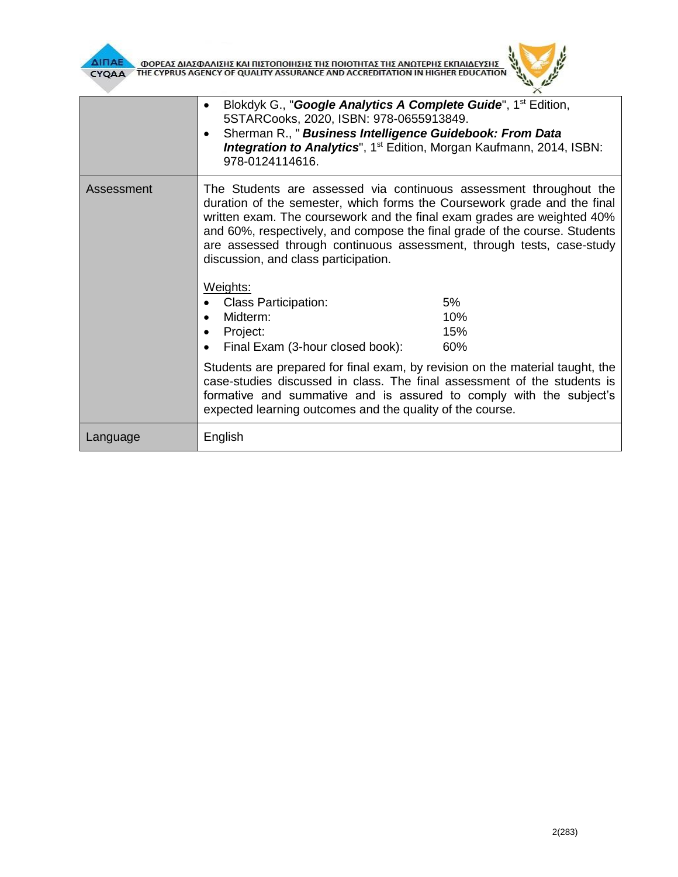| | |
|---|---|
| | • Blokdyk G., "***Google Analytics A Complete Guide***", 1st Edition, 5STARCooks, 2020, ISBN: 978-0655913849.<br>• Sherman R., " ***Business Intelligence Guidebook: From Data Integration to Analytics***", 1st Edition, Morgan Kaufmann, 2014, ISBN: 978-0124114616. |
| Assessment | The Students are assessed via continuous assessment throughout the duration of the semester, which forms the Coursework grade and the final written exam. The coursework and the final exam grades are weighted 40% and 60%, respectively, and compose the final grade of the course. Students are assessed through continuous assessment, through tests, case-study discussion, and class participation.<br><br>Weights:<br>• Class Participation: 5%<br>• Midterm: 10%<br>• Project: 15%<br>• Final Exam (3-hour closed book): 60%<br><br>Students are prepared for final exam, by revision on the material taught, the case-studies discussed in class. The final assessment of the students is formative and summative and is assured to comply with the subject's expected learning outcomes and the quality of the course. |
| Language | English |